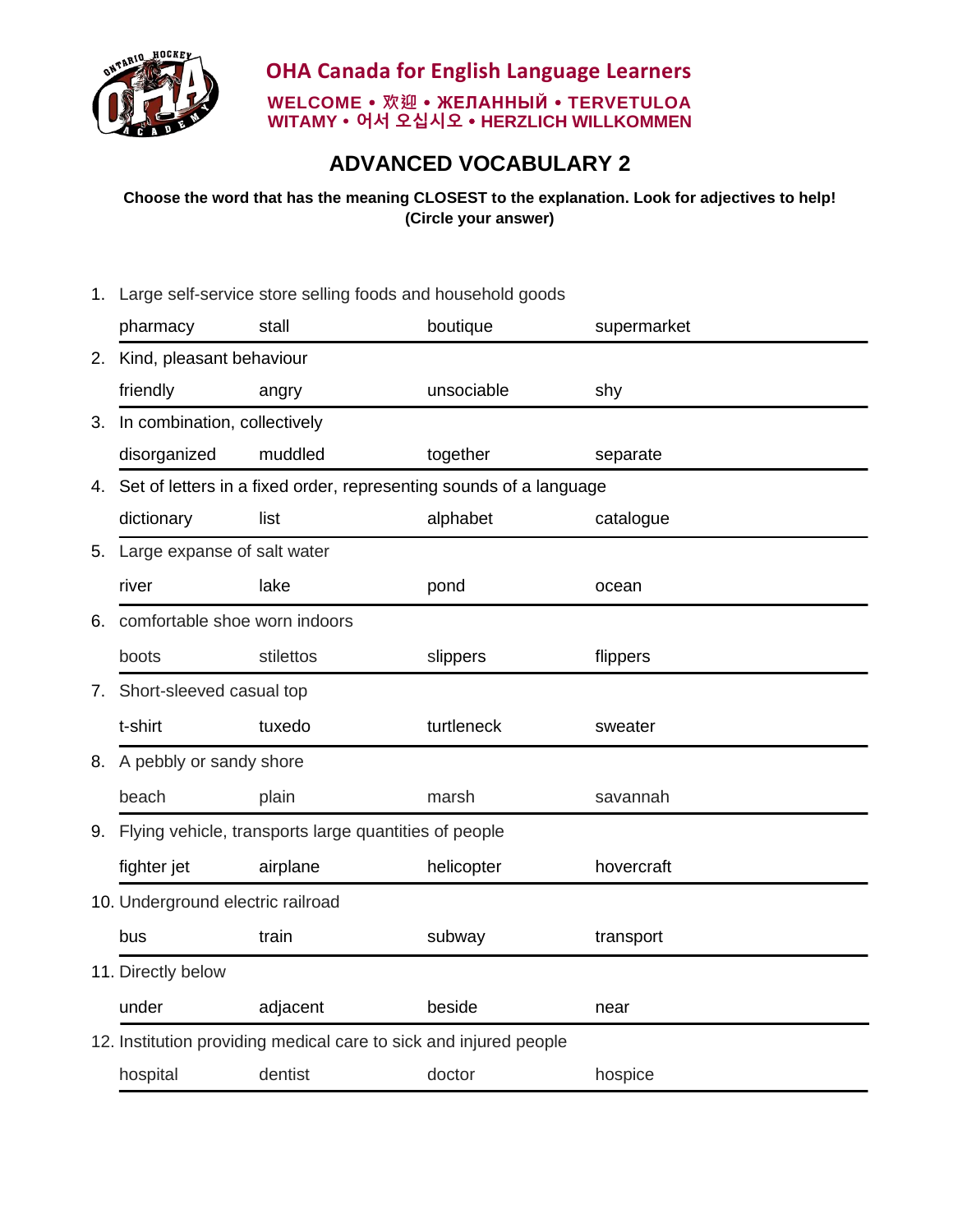**OHA Canada for English Language Learners**

**WELCOME • 欢迎 • ЖЕЛАННЫЙ • TERVETULOA**
**WITAMY • 어서 오십시오 • HERZLICH WILLKOMMEN**

# ADVANCED VOCABULARY 2

**Choose the word that has the meaning CLOSEST to the explanation. Look for adjectives to help! (Circle your answer)**

1. Large self-service store selling foods and household goods

| pharmacy | stall | boutique | supermarket |
|---|---|---|---|

2. Kind, pleasant behaviour

| friendly | angry | unsociable | shy |
|---|---|---|---|

3. In combination, collectively

| disorganized | muddled | together | separate |
|---|---|---|---|

4. Set of letters in a fixed order, representing sounds of a language

| dictionary | list | alphabet | catalogue |
|---|---|---|---|

5. Large expanse of salt water

| river | lake | pond | ocean |
|---|---|---|---|

6. comfortable shoe worn indoors

| boots | stilettos | slippers | flippers |
|---|---|---|---|

7. Short-sleeved casual top

| t-shirt | tuxedo | turtleneck | sweater |
|---|---|---|---|

8. A pebbly or sandy shore

| beach | plain | marsh | savannah |
|---|---|---|---|

9. Flying vehicle, transports large quantities of people

| fighter jet | airplane | helicopter | hovercraft |
|---|---|---|---|

10. Underground electric railroad

| bus | train | subway | transport |
|---|---|---|---|

11. Directly below

| under | adjacent | beside | near |
|---|---|---|---|

12. Institution providing medical care to sick and injured people

| hospital | dentist | doctor | hospice |
|---|---|---|---|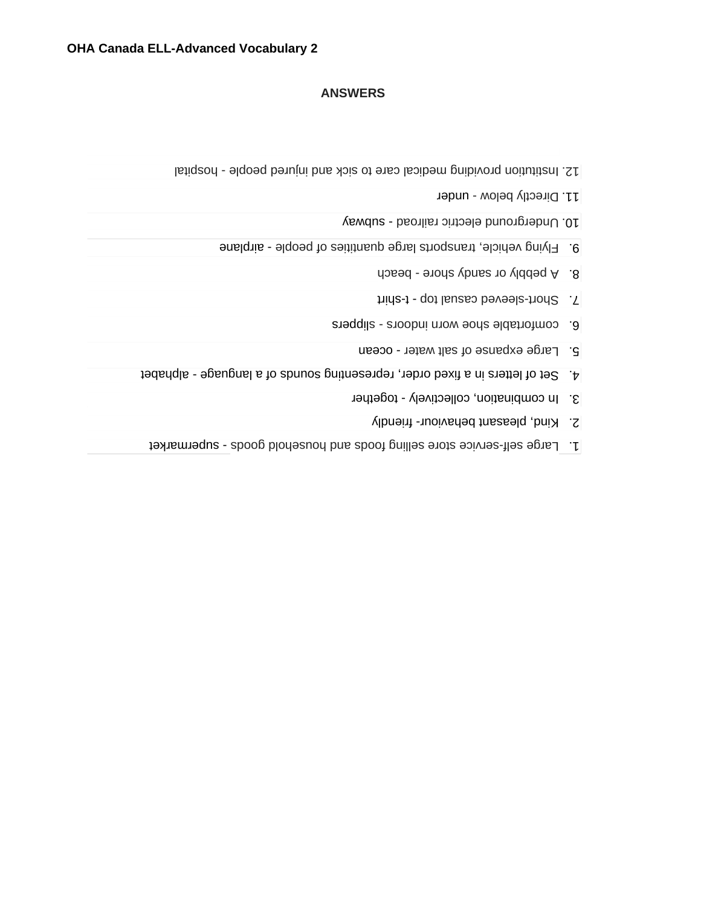**OHA Canada ELL-Advanced Vocabulary 2**

**ANSWERS**

1. Large self-service store selling foods and household goods - supermarket
2. Kind, pleasant behaviour- friendly
3. In combination, collectively - together
4. Set of letters in a fixed order, representing sounds of a language - alphabet
5. Large expanse of salt water - ocean
6. comfortable shoe worn indoors - slippers
7. Short-sleeved casual top - t-shirt
8. A pebbly or sandy shore - beach
9. Flying vehicle, transports large quantities of people - airplane
10. Underground electric railroad - subway
11. Directly below - under
12. Institution providing medical care to sick and injured people - hospital